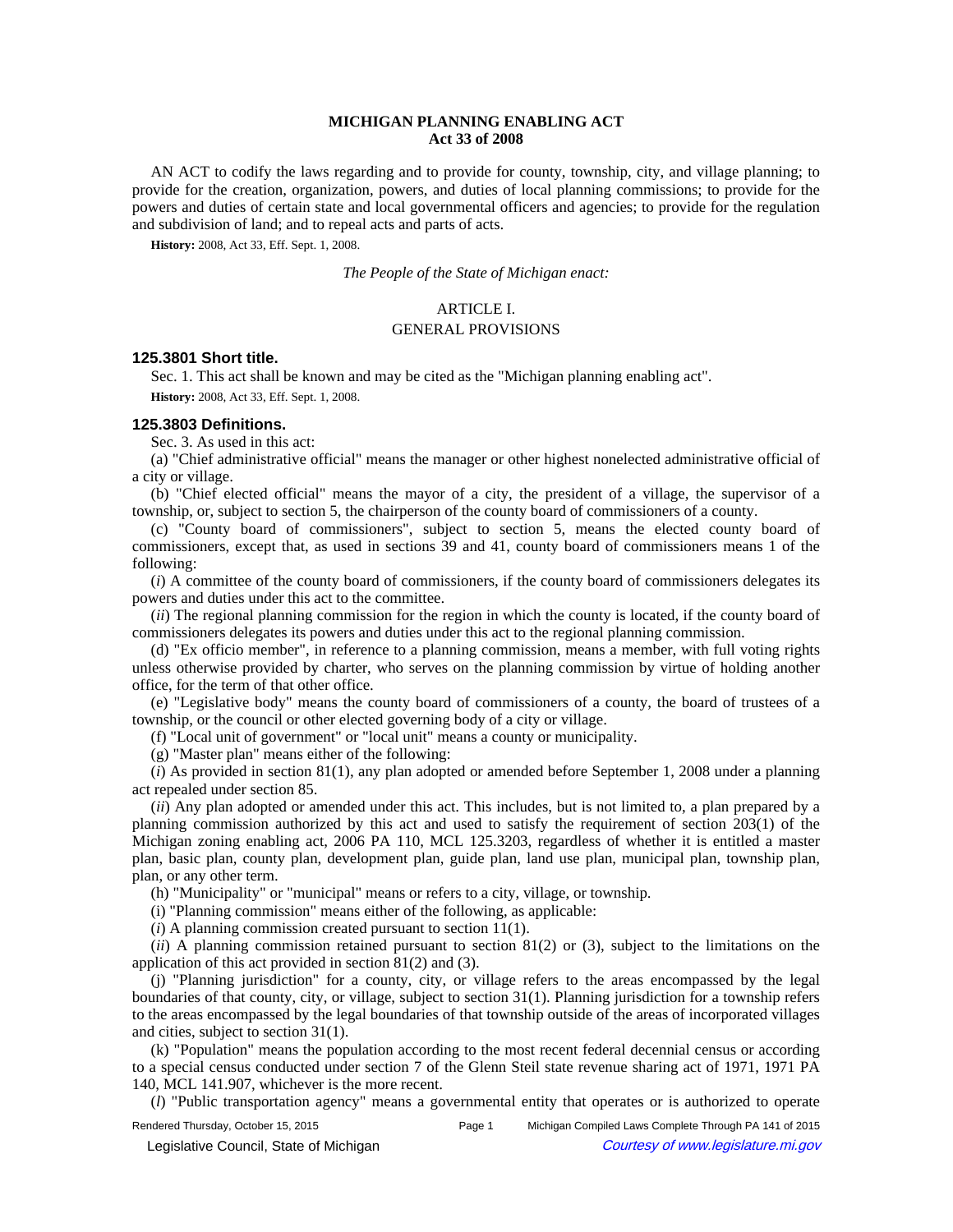# MICHIGAN PLANNING ENABLING ACT
## Act 33 of 2008

AN ACT to codify the laws regarding and to provide for county, township, city, and village planning; to provide for the creation, organization, powers, and duties of local planning commissions; to provide for the powers and duties of certain state and local governmental officers and agencies; to provide for the regulation and subdivision of land; and to repeal acts and parts of acts.

**History:** 2008, Act 33, Eff. Sept. 1, 2008.

*The People of the State of Michigan enact:*

ARTICLE I.

GENERAL PROVISIONS

### 125.3801 Short title.

Sec. 1. This act shall be known and may be cited as the "Michigan planning enabling act".

**History:** 2008, Act 33, Eff. Sept. 1, 2008.

### 125.3803 Definitions.

Sec. 3. As used in this act:

(a) "Chief administrative official" means the manager or other highest nonelected administrative official of a city or village.

(b) "Chief elected official" means the mayor of a city, the president of a village, the supervisor of a township, or, subject to section 5, the chairperson of the county board of commissioners of a county.

(c) "County board of commissioners", subject to section 5, means the elected county board of commissioners, except that, as used in sections 39 and 41, county board of commissioners means 1 of the following:

(*i*) A committee of the county board of commissioners, if the county board of commissioners delegates its powers and duties under this act to the committee.

(*ii*) The regional planning commission for the region in which the county is located, if the county board of commissioners delegates its powers and duties under this act to the regional planning commission.

(d) "Ex officio member", in reference to a planning commission, means a member, with full voting rights unless otherwise provided by charter, who serves on the planning commission by virtue of holding another office, for the term of that other office.

(e) "Legislative body" means the county board of commissioners of a county, the board of trustees of a township, or the council or other elected governing body of a city or village.

(f) "Local unit of government" or "local unit" means a county or municipality.

(g) "Master plan" means either of the following:

(*i*) As provided in section 81(1), any plan adopted or amended before September 1, 2008 under a planning act repealed under section 85.

(*ii*) Any plan adopted or amended under this act. This includes, but is not limited to, a plan prepared by a planning commission authorized by this act and used to satisfy the requirement of section 203(1) of the Michigan zoning enabling act, 2006 PA 110, MCL 125.3203, regardless of whether it is entitled a master plan, basic plan, county plan, development plan, guide plan, land use plan, municipal plan, township plan, plan, or any other term.

(h) "Municipality" or "municipal" means or refers to a city, village, or township.

(i) "Planning commission" means either of the following, as applicable:

(*i*) A planning commission created pursuant to section 11(1).

(*ii*) A planning commission retained pursuant to section 81(2) or (3), subject to the limitations on the application of this act provided in section 81(2) and (3).

(j) "Planning jurisdiction" for a county, city, or village refers to the areas encompassed by the legal boundaries of that county, city, or village, subject to section 31(1). Planning jurisdiction for a township refers to the areas encompassed by the legal boundaries of that township outside of the areas of incorporated villages and cities, subject to section 31(1).

(k) "Population" means the population according to the most recent federal decennial census or according to a special census conducted under section 7 of the Glenn Steil state revenue sharing act of 1971, 1971 PA 140, MCL 141.907, whichever is the more recent.

(*l*) "Public transportation agency" means a governmental entity that operates or is authorized to operate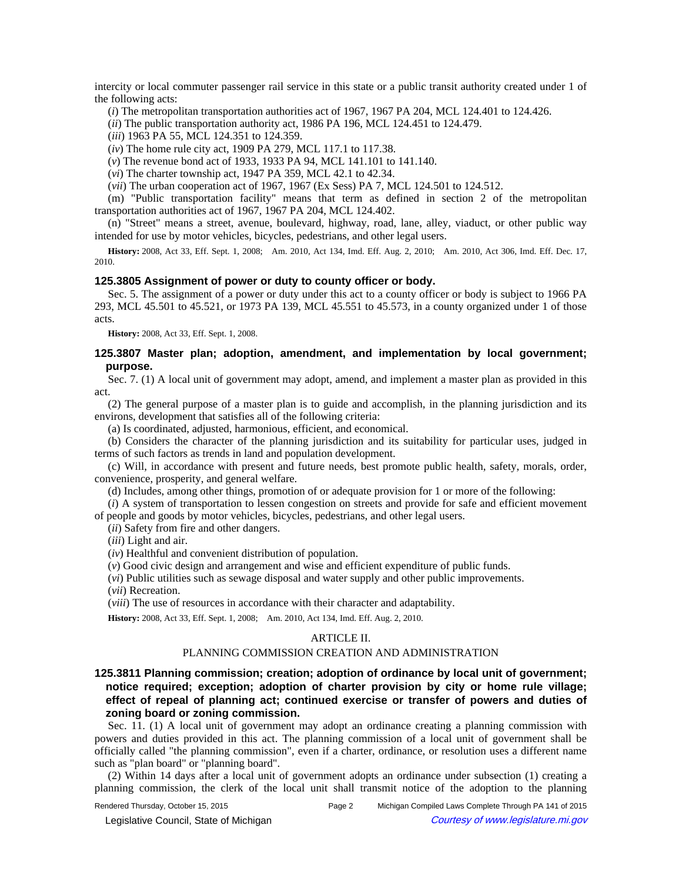intercity or local commuter passenger rail service in this state or a public transit authority created under 1 of the following acts:

(*i*) The metropolitan transportation authorities act of 1967, 1967 PA 204, MCL 124.401 to 124.426.

(*ii*) The public transportation authority act, 1986 PA 196, MCL 124.451 to 124.479.

(*iii*) 1963 PA 55, MCL 124.351 to 124.359.

(*iv*) The home rule city act, 1909 PA 279, MCL 117.1 to 117.38.

(*v*) The revenue bond act of 1933, 1933 PA 94, MCL 141.101 to 141.140.

(*vi*) The charter township act, 1947 PA 359, MCL 42.1 to 42.34.

(*vii*) The urban cooperation act of 1967, 1967 (Ex Sess) PA 7, MCL 124.501 to 124.512.

(m) "Public transportation facility" means that term as defined in section 2 of the metropolitan transportation authorities act of 1967, 1967 PA 204, MCL 124.402.

(n) "Street" means a street, avenue, boulevard, highway, road, lane, alley, viaduct, or other public way intended for use by motor vehicles, bicycles, pedestrians, and other legal users.

**History:** 2008, Act 33, Eff. Sept. 1, 2008;—Am. 2010, Act 134, Imd. Eff. Aug. 2, 2010;—Am. 2010, Act 306, Imd. Eff. Dec. 17, 2010.

### 125.3805 Assignment of power or duty to county officer or body.

Sec. 5. The assignment of a power or duty under this act to a county officer or body is subject to 1966 PA 293, MCL 45.501 to 45.521, or 1973 PA 139, MCL 45.551 to 45.573, in a county organized under 1 of those acts.

**History:** 2008, Act 33, Eff. Sept. 1, 2008.

### 125.3807 Master plan; adoption, amendment, and implementation by local government; purpose.

Sec. 7. (1) A local unit of government may adopt, amend, and implement a master plan as provided in this act.

(2) The general purpose of a master plan is to guide and accomplish, in the planning jurisdiction and its environs, development that satisfies all of the following criteria:

(a) Is coordinated, adjusted, harmonious, efficient, and economical.

(b) Considers the character of the planning jurisdiction and its suitability for particular uses, judged in terms of such factors as trends in land and population development.

(c) Will, in accordance with present and future needs, best promote public health, safety, morals, order, convenience, prosperity, and general welfare.

(d) Includes, among other things, promotion of or adequate provision for 1 or more of the following:

(*i*) A system of transportation to lessen congestion on streets and provide for safe and efficient movement of people and goods by motor vehicles, bicycles, pedestrians, and other legal users.

(*ii*) Safety from fire and other dangers.

(*iii*) Light and air.

(*iv*) Healthful and convenient distribution of population.

(*v*) Good civic design and arrangement and wise and efficient expenditure of public funds.

(*vi*) Public utilities such as sewage disposal and water supply and other public improvements.

(*vii*) Recreation.

(*viii*) The use of resources in accordance with their character and adaptability.

**History:** 2008, Act 33, Eff. Sept. 1, 2008;—Am. 2010, Act 134, Imd. Eff. Aug. 2, 2010.

## ARTICLE II.

## PLANNING COMMISSION CREATION AND ADMINISTRATION

### 125.3811 Planning commission; creation; adoption of ordinance by local unit of government; notice required; exception; adoption of charter provision by city or home rule village; effect of repeal of planning act; continued exercise or transfer of powers and duties of zoning board or zoning commission.

Sec. 11. (1) A local unit of government may adopt an ordinance creating a planning commission with powers and duties provided in this act. The planning commission of a local unit of government shall be officially called "the planning commission", even if a charter, ordinance, or resolution uses a different name such as "plan board" or "planning board".

(2) Within 14 days after a local unit of government adopts an ordinance under subsection (1) creating a planning commission, the clerk of the local unit shall transmit notice of the adoption to the planning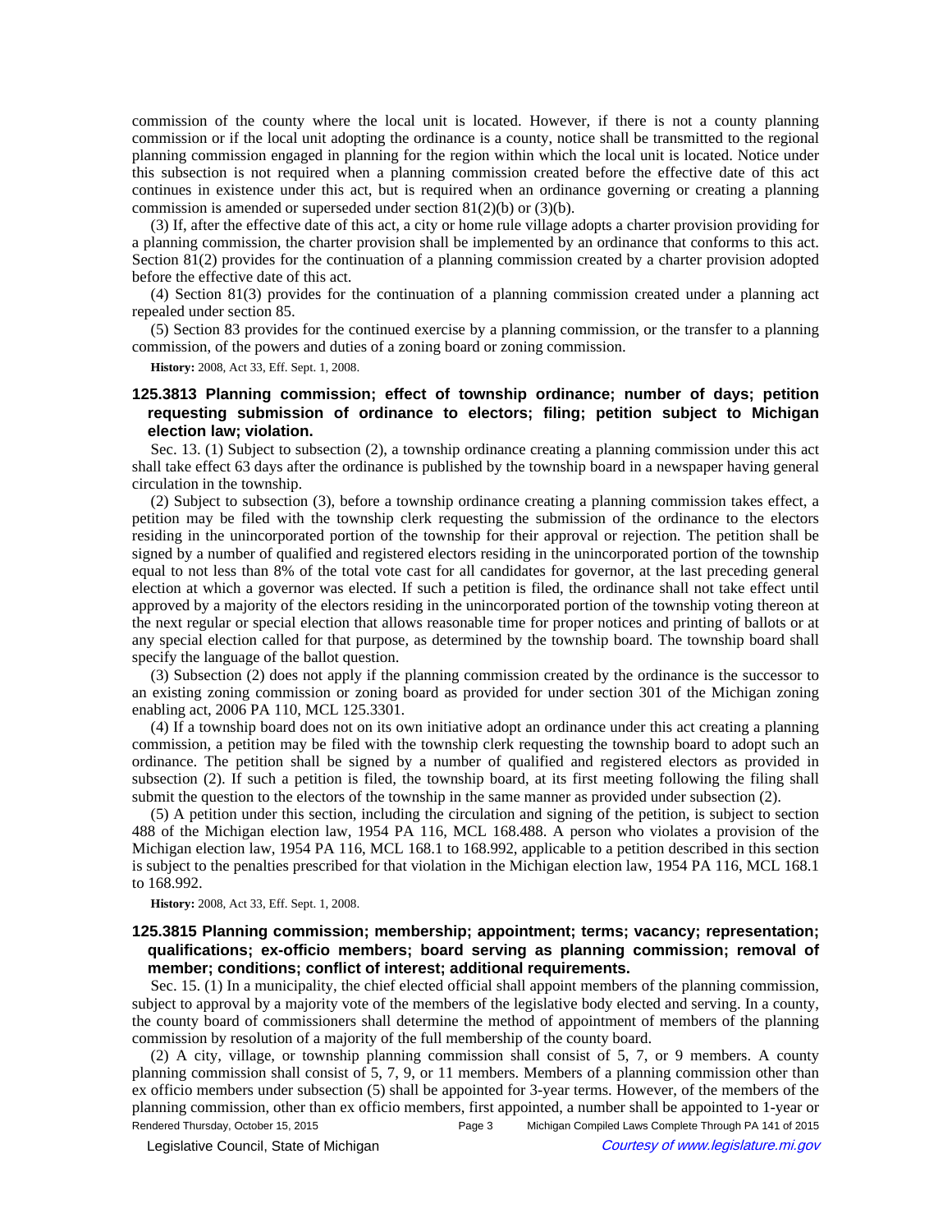commission of the county where the local unit is located. However, if there is not a county planning commission or if the local unit adopting the ordinance is a county, notice shall be transmitted to the regional planning commission engaged in planning for the region within which the local unit is located. Notice under this subsection is not required when a planning commission created before the effective date of this act continues in existence under this act, but is required when an ordinance governing or creating a planning commission is amended or superseded under section 81(2)(b) or (3)(b).

(3) If, after the effective date of this act, a city or home rule village adopts a charter provision providing for a planning commission, the charter provision shall be implemented by an ordinance that conforms to this act. Section 81(2) provides for the continuation of a planning commission created by a charter provision adopted before the effective date of this act.

(4) Section 81(3) provides for the continuation of a planning commission created under a planning act repealed under section 85.

(5) Section 83 provides for the continued exercise by a planning commission, or the transfer to a planning commission, of the powers and duties of a zoning board or zoning commission.

**History:** 2008, Act 33, Eff. Sept. 1, 2008.

### 125.3813 Planning commission; effect of township ordinance; number of days; petition requesting submission of ordinance to electors; filing; petition subject to Michigan election law; violation.

Sec. 13. (1) Subject to subsection (2), a township ordinance creating a planning commission under this act shall take effect 63 days after the ordinance is published by the township board in a newspaper having general circulation in the township.

(2) Subject to subsection (3), before a township ordinance creating a planning commission takes effect, a petition may be filed with the township clerk requesting the submission of the ordinance to the electors residing in the unincorporated portion of the township for their approval or rejection. The petition shall be signed by a number of qualified and registered electors residing in the unincorporated portion of the township equal to not less than 8% of the total vote cast for all candidates for governor, at the last preceding general election at which a governor was elected. If such a petition is filed, the ordinance shall not take effect until approved by a majority of the electors residing in the unincorporated portion of the township voting thereon at the next regular or special election that allows reasonable time for proper notices and printing of ballots or at any special election called for that purpose, as determined by the township board. The township board shall specify the language of the ballot question.

(3) Subsection (2) does not apply if the planning commission created by the ordinance is the successor to an existing zoning commission or zoning board as provided for under section 301 of the Michigan zoning enabling act, 2006 PA 110, MCL 125.3301.

(4) If a township board does not on its own initiative adopt an ordinance under this act creating a planning commission, a petition may be filed with the township clerk requesting the township board to adopt such an ordinance. The petition shall be signed by a number of qualified and registered electors as provided in subsection (2). If such a petition is filed, the township board, at its first meeting following the filing shall submit the question to the electors of the township in the same manner as provided under subsection (2).

(5) A petition under this section, including the circulation and signing of the petition, is subject to section 488 of the Michigan election law, 1954 PA 116, MCL 168.488. A person who violates a provision of the Michigan election law, 1954 PA 116, MCL 168.1 to 168.992, applicable to a petition described in this section is subject to the penalties prescribed for that violation in the Michigan election law, 1954 PA 116, MCL 168.1 to 168.992.

**History:** 2008, Act 33, Eff. Sept. 1, 2008.

### 125.3815 Planning commission; membership; appointment; terms; vacancy; representation; qualifications; ex-officio members; board serving as planning commission; removal of member; conditions; conflict of interest; additional requirements.

Sec. 15. (1) In a municipality, the chief elected official shall appoint members of the planning commission, subject to approval by a majority vote of the members of the legislative body elected and serving. In a county, the county board of commissioners shall determine the method of appointment of members of the planning commission by resolution of a majority of the full membership of the county board.

(2) A city, village, or township planning commission shall consist of 5, 7, or 9 members. A county planning commission shall consist of 5, 7, 9, or 11 members. Members of a planning commission other than ex officio members under subsection (5) shall be appointed for 3-year terms. However, of the members of the planning commission, other than ex officio members, first appointed, a number shall be appointed to 1-year or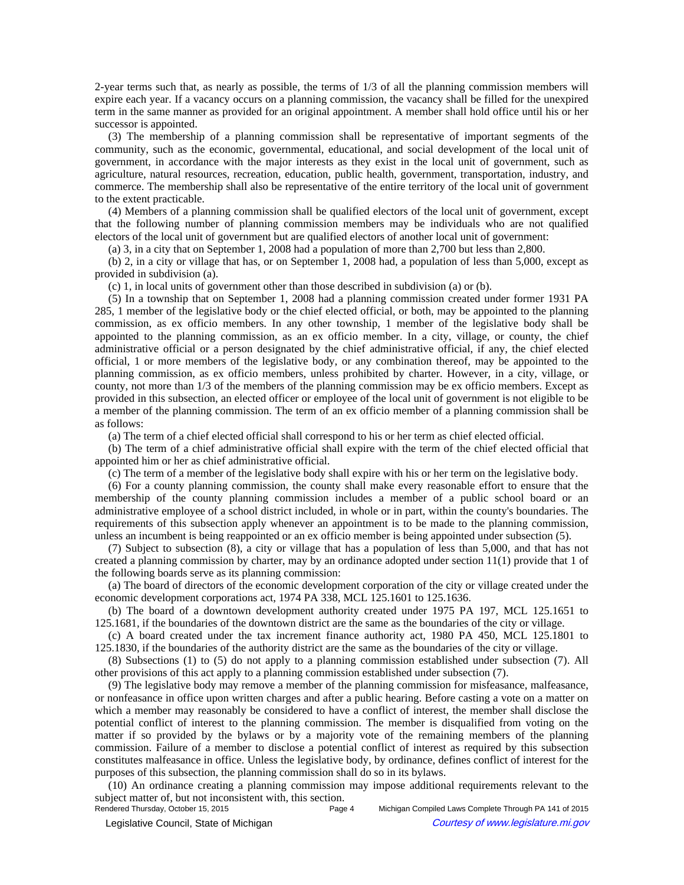2-year terms such that, as nearly as possible, the terms of 1/3 of all the planning commission members will expire each year. If a vacancy occurs on a planning commission, the vacancy shall be filled for the unexpired term in the same manner as provided for an original appointment. A member shall hold office until his or her successor is appointed.

(3) The membership of a planning commission shall be representative of important segments of the community, such as the economic, governmental, educational, and social development of the local unit of government, in accordance with the major interests as they exist in the local unit of government, such as agriculture, natural resources, recreation, education, public health, government, transportation, industry, and commerce. The membership shall also be representative of the entire territory of the local unit of government to the extent practicable.

(4) Members of a planning commission shall be qualified electors of the local unit of government, except that the following number of planning commission members may be individuals who are not qualified electors of the local unit of government but are qualified electors of another local unit of government:

(a) 3, in a city that on September 1, 2008 had a population of more than 2,700 but less than 2,800.

(b) 2, in a city or village that has, or on September 1, 2008 had, a population of less than 5,000, except as provided in subdivision (a).

(c) 1, in local units of government other than those described in subdivision (a) or (b).

(5) In a township that on September 1, 2008 had a planning commission created under former 1931 PA 285, 1 member of the legislative body or the chief elected official, or both, may be appointed to the planning commission, as ex officio members. In any other township, 1 member of the legislative body shall be appointed to the planning commission, as an ex officio member. In a city, village, or county, the chief administrative official or a person designated by the chief administrative official, if any, the chief elected official, 1 or more members of the legislative body, or any combination thereof, may be appointed to the planning commission, as ex officio members, unless prohibited by charter. However, in a city, village, or county, not more than 1/3 of the members of the planning commission may be ex officio members. Except as provided in this subsection, an elected officer or employee of the local unit of government is not eligible to be a member of the planning commission. The term of an ex officio member of a planning commission shall be as follows:

(a) The term of a chief elected official shall correspond to his or her term as chief elected official.

(b) The term of a chief administrative official shall expire with the term of the chief elected official that appointed him or her as chief administrative official.

(c) The term of a member of the legislative body shall expire with his or her term on the legislative body.

(6) For a county planning commission, the county shall make every reasonable effort to ensure that the membership of the county planning commission includes a member of a public school board or an administrative employee of a school district included, in whole or in part, within the county's boundaries. The requirements of this subsection apply whenever an appointment is to be made to the planning commission, unless an incumbent is being reappointed or an ex officio member is being appointed under subsection (5).

(7) Subject to subsection (8), a city or village that has a population of less than 5,000, and that has not created a planning commission by charter, may by an ordinance adopted under section 11(1) provide that 1 of the following boards serve as its planning commission:

(a) The board of directors of the economic development corporation of the city or village created under the economic development corporations act, 1974 PA 338, MCL 125.1601 to 125.1636.

(b) The board of a downtown development authority created under 1975 PA 197, MCL 125.1651 to 125.1681, if the boundaries of the downtown district are the same as the boundaries of the city or village.

(c) A board created under the tax increment finance authority act, 1980 PA 450, MCL 125.1801 to 125.1830, if the boundaries of the authority district are the same as the boundaries of the city or village.

(8) Subsections (1) to (5) do not apply to a planning commission established under subsection (7). All other provisions of this act apply to a planning commission established under subsection (7).

(9) The legislative body may remove a member of the planning commission for misfeasance, malfeasance, or nonfeasance in office upon written charges and after a public hearing. Before casting a vote on a matter on which a member may reasonably be considered to have a conflict of interest, the member shall disclose the potential conflict of interest to the planning commission. The member is disqualified from voting on the matter if so provided by the bylaws or by a majority vote of the remaining members of the planning commission. Failure of a member to disclose a potential conflict of interest as required by this subsection constitutes malfeasance in office. Unless the legislative body, by ordinance, defines conflict of interest for the purposes of this subsection, the planning commission shall do so in its bylaws.

(10) An ordinance creating a planning commission may impose additional requirements relevant to the subject matter of, but not inconsistent with, this section.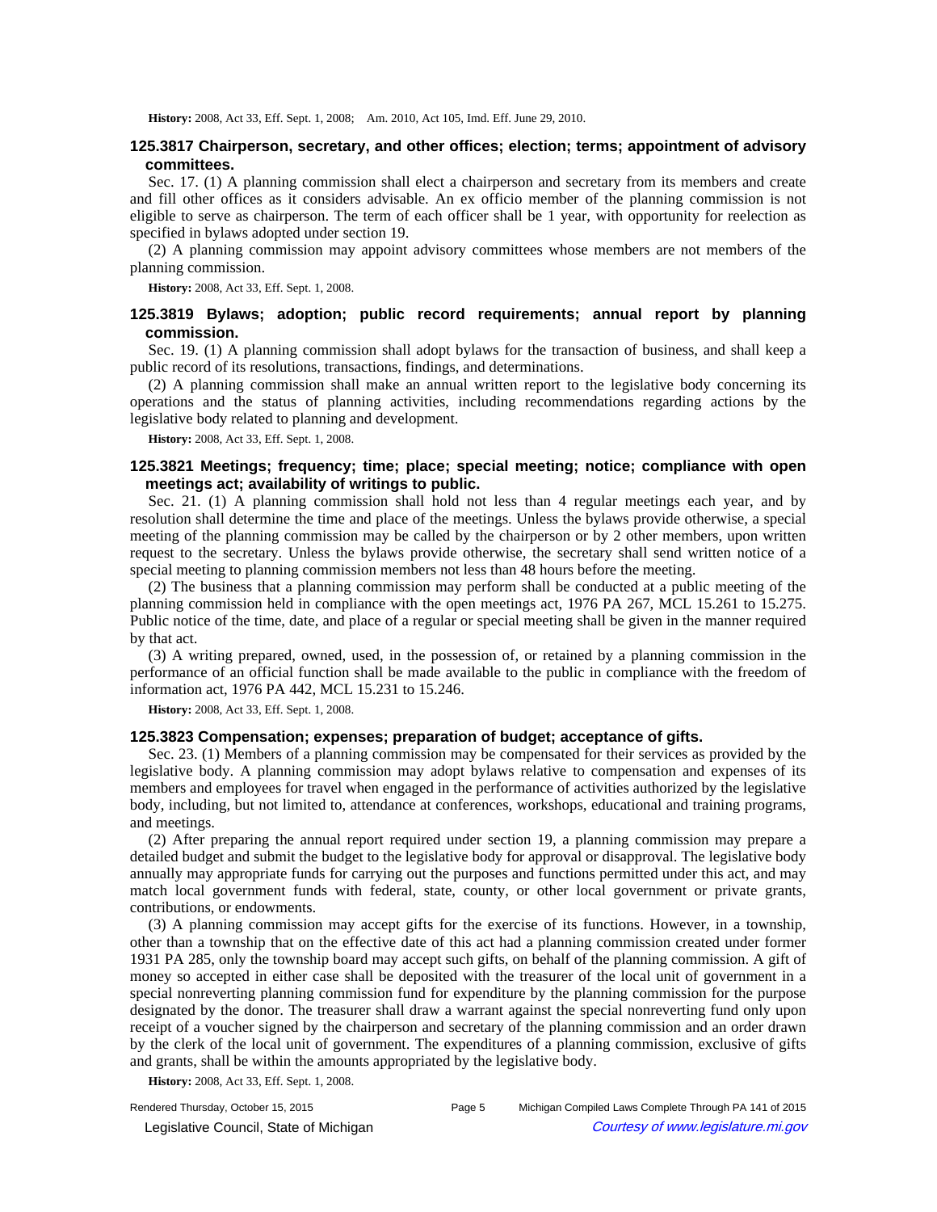**History:** 2008, Act 33, Eff. Sept. 1, 2008;—Am. 2010, Act 105, Imd. Eff. June 29, 2010.

### 125.3817 Chairperson, secretary, and other offices; election; terms; appointment of advisory committees.

Sec. 17. (1) A planning commission shall elect a chairperson and secretary from its members and create and fill other offices as it considers advisable. An ex officio member of the planning commission is not eligible to serve as chairperson. The term of each officer shall be 1 year, with opportunity for reelection as specified in bylaws adopted under section 19.

(2) A planning commission may appoint advisory committees whose members are not members of the planning commission.

**History:** 2008, Act 33, Eff. Sept. 1, 2008.

### 125.3819 Bylaws; adoption; public record requirements; annual report by planning commission.

Sec. 19. (1) A planning commission shall adopt bylaws for the transaction of business, and shall keep a public record of its resolutions, transactions, findings, and determinations.

(2) A planning commission shall make an annual written report to the legislative body concerning its operations and the status of planning activities, including recommendations regarding actions by the legislative body related to planning and development.

**History:** 2008, Act 33, Eff. Sept. 1, 2008.

### 125.3821 Meetings; frequency; time; place; special meeting; notice; compliance with open meetings act; availability of writings to public.

Sec. 21. (1) A planning commission shall hold not less than 4 regular meetings each year, and by resolution shall determine the time and place of the meetings. Unless the bylaws provide otherwise, a special meeting of the planning commission may be called by the chairperson or by 2 other members, upon written request to the secretary. Unless the bylaws provide otherwise, the secretary shall send written notice of a special meeting to planning commission members not less than 48 hours before the meeting.

(2) The business that a planning commission may perform shall be conducted at a public meeting of the planning commission held in compliance with the open meetings act, 1976 PA 267, MCL 15.261 to 15.275. Public notice of the time, date, and place of a regular or special meeting shall be given in the manner required by that act.

(3) A writing prepared, owned, used, in the possession of, or retained by a planning commission in the performance of an official function shall be made available to the public in compliance with the freedom of information act, 1976 PA 442, MCL 15.231 to 15.246.

**History:** 2008, Act 33, Eff. Sept. 1, 2008.

### 125.3823 Compensation; expenses; preparation of budget; acceptance of gifts.

Sec. 23. (1) Members of a planning commission may be compensated for their services as provided by the legislative body. A planning commission may adopt bylaws relative to compensation and expenses of its members and employees for travel when engaged in the performance of activities authorized by the legislative body, including, but not limited to, attendance at conferences, workshops, educational and training programs, and meetings.

(2) After preparing the annual report required under section 19, a planning commission may prepare a detailed budget and submit the budget to the legislative body for approval or disapproval. The legislative body annually may appropriate funds for carrying out the purposes and functions permitted under this act, and may match local government funds with federal, state, county, or other local government or private grants, contributions, or endowments.

(3) A planning commission may accept gifts for the exercise of its functions. However, in a township, other than a township that on the effective date of this act had a planning commission created under former 1931 PA 285, only the township board may accept such gifts, on behalf of the planning commission. A gift of money so accepted in either case shall be deposited with the treasurer of the local unit of government in a special nonreverting planning commission fund for expenditure by the planning commission for the purpose designated by the donor. The treasurer shall draw a warrant against the special nonreverting fund only upon receipt of a voucher signed by the chairperson and secretary of the planning commission and an order drawn by the clerk of the local unit of government. The expenditures of a planning commission, exclusive of gifts and grants, shall be within the amounts appropriated by the legislative body.

**History:** 2008, Act 33, Eff. Sept. 1, 2008.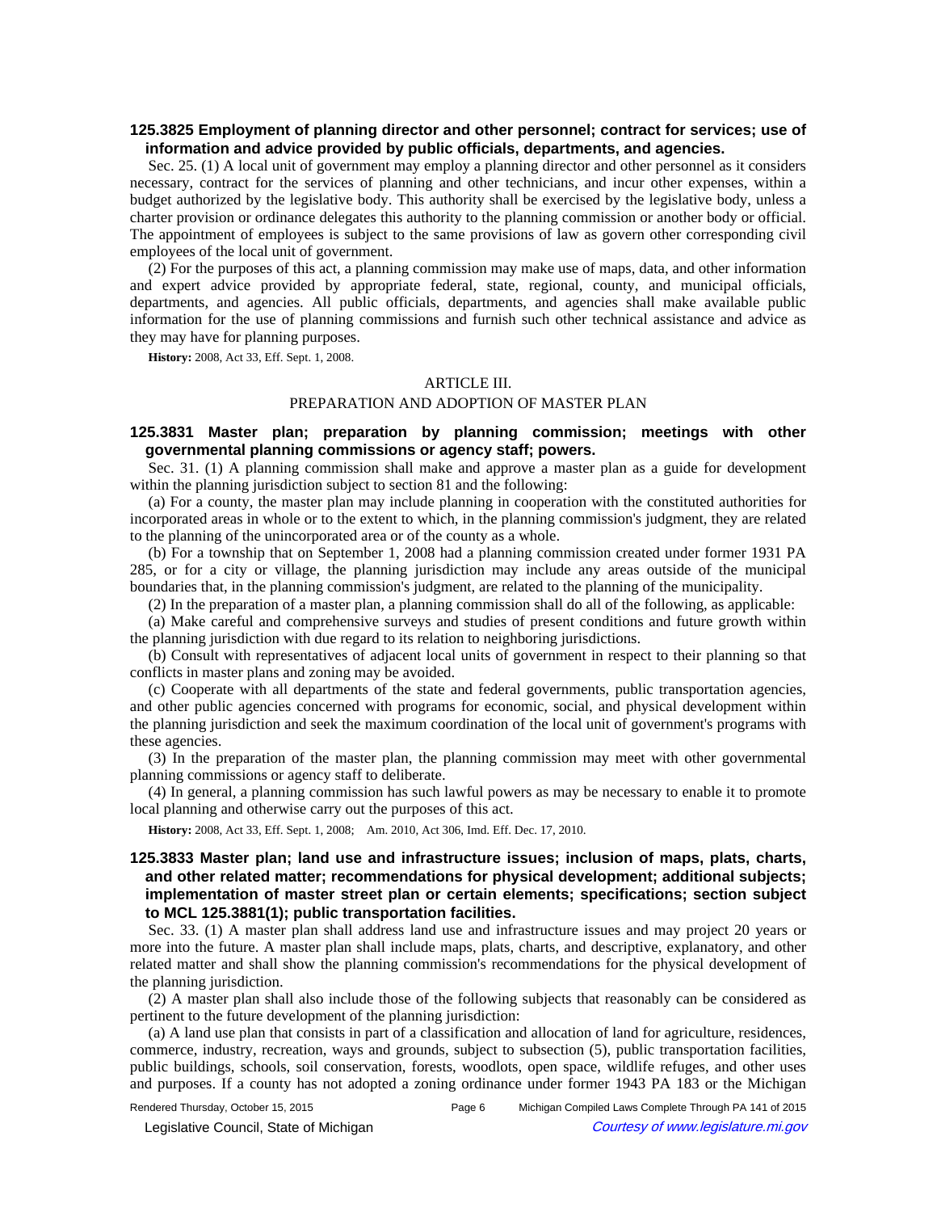### 125.3825 Employment of planning director and other personnel; contract for services; use of information and advice provided by public officials, departments, and agencies.

Sec. 25. (1) A local unit of government may employ a planning director and other personnel as it considers necessary, contract for the services of planning and other technicians, and incur other expenses, within a budget authorized by the legislative body. This authority shall be exercised by the legislative body, unless a charter provision or ordinance delegates this authority to the planning commission or another body or official. The appointment of employees is subject to the same provisions of law as govern other corresponding civil employees of the local unit of government.

(2) For the purposes of this act, a planning commission may make use of maps, data, and other information and expert advice provided by appropriate federal, state, regional, county, and municipal officials, departments, and agencies. All public officials, departments, and agencies shall make available public information for the use of planning commissions and furnish such other technical assistance and advice as they may have for planning purposes.

**History:** 2008, Act 33, Eff. Sept. 1, 2008.

## ARTICLE III.

## PREPARATION AND ADOPTION OF MASTER PLAN

### 125.3831 Master plan; preparation by planning commission; meetings with other governmental planning commissions or agency staff; powers.

Sec. 31. (1) A planning commission shall make and approve a master plan as a guide for development within the planning jurisdiction subject to section 81 and the following:

(a) For a county, the master plan may include planning in cooperation with the constituted authorities for incorporated areas in whole or to the extent to which, in the planning commission's judgment, they are related to the planning of the unincorporated area or of the county as a whole.

(b) For a township that on September 1, 2008 had a planning commission created under former 1931 PA 285, or for a city or village, the planning jurisdiction may include any areas outside of the municipal boundaries that, in the planning commission's judgment, are related to the planning of the municipality.

(2) In the preparation of a master plan, a planning commission shall do all of the following, as applicable:

(a) Make careful and comprehensive surveys and studies of present conditions and future growth within the planning jurisdiction with due regard to its relation to neighboring jurisdictions.

(b) Consult with representatives of adjacent local units of government in respect to their planning so that conflicts in master plans and zoning may be avoided.

(c) Cooperate with all departments of the state and federal governments, public transportation agencies, and other public agencies concerned with programs for economic, social, and physical development within the planning jurisdiction and seek the maximum coordination of the local unit of government's programs with these agencies.

(3) In the preparation of the master plan, the planning commission may meet with other governmental planning commissions or agency staff to deliberate.

(4) In general, a planning commission has such lawful powers as may be necessary to enable it to promote local planning and otherwise carry out the purposes of this act.

**History:** 2008, Act 33, Eff. Sept. 1, 2008; Am. 2010, Act 306, Imd. Eff. Dec. 17, 2010.

### 125.3833 Master plan; land use and infrastructure issues; inclusion of maps, plats, charts, and other related matter; recommendations for physical development; additional subjects; implementation of master street plan or certain elements; specifications; section subject to MCL 125.3881(1); public transportation facilities.

Sec. 33. (1) A master plan shall address land use and infrastructure issues and may project 20 years or more into the future. A master plan shall include maps, plats, charts, and descriptive, explanatory, and other related matter and shall show the planning commission's recommendations for the physical development of the planning jurisdiction.

(2) A master plan shall also include those of the following subjects that reasonably can be considered as pertinent to the future development of the planning jurisdiction:

(a) A land use plan that consists in part of a classification and allocation of land for agriculture, residences, commerce, industry, recreation, ways and grounds, subject to subsection (5), public transportation facilities, public buildings, schools, soil conservation, forests, woodlots, open space, wildlife refuges, and other uses and purposes. If a county has not adopted a zoning ordinance under former 1943 PA 183 or the Michigan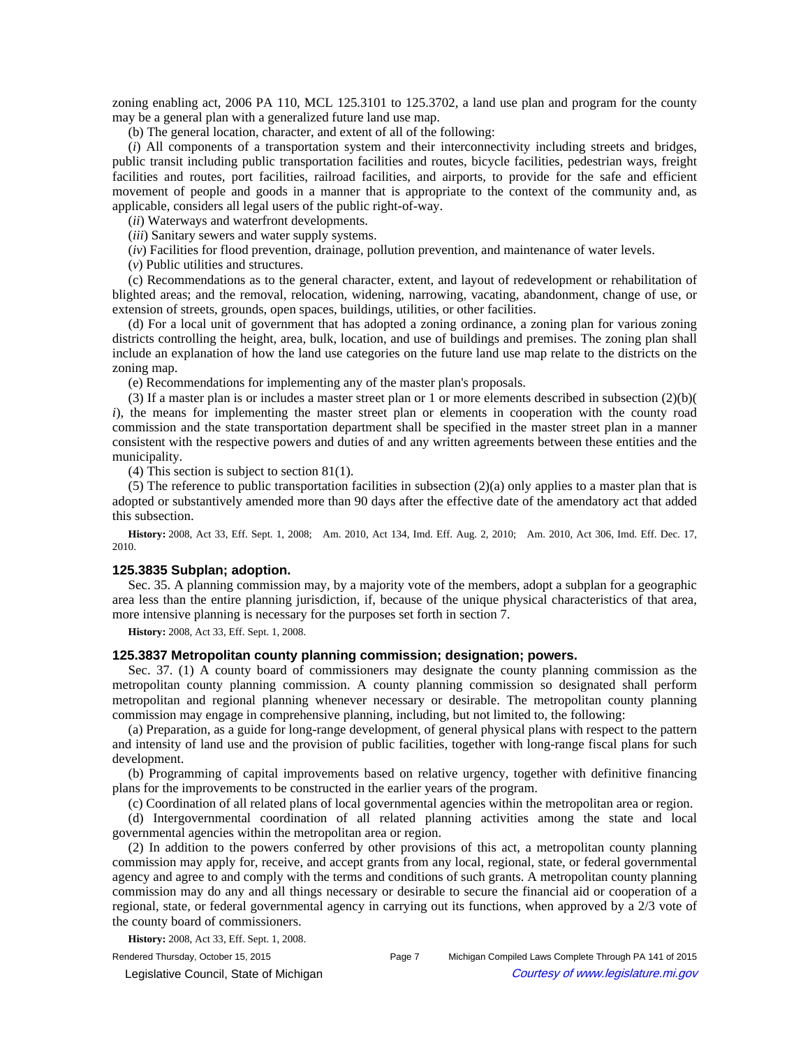zoning enabling act, 2006 PA 110, MCL 125.3101 to 125.3702, a land use plan and program for the county may be a general plan with a generalized future land use map.

(b) The general location, character, and extent of all of the following:

(*i*) All components of a transportation system and their interconnectivity including streets and bridges, public transit including public transportation facilities and routes, bicycle facilities, pedestrian ways, freight facilities and routes, port facilities, railroad facilities, and airports, to provide for the safe and efficient movement of people and goods in a manner that is appropriate to the context of the community and, as applicable, considers all legal users of the public right-of-way.

(*ii*) Waterways and waterfront developments.

(*iii*) Sanitary sewers and water supply systems.

(*iv*) Facilities for flood prevention, drainage, pollution prevention, and maintenance of water levels.

(*v*) Public utilities and structures.

(c) Recommendations as to the general character, extent, and layout of redevelopment or rehabilitation of blighted areas; and the removal, relocation, widening, narrowing, vacating, abandonment, change of use, or extension of streets, grounds, open spaces, buildings, utilities, or other facilities.

(d) For a local unit of government that has adopted a zoning ordinance, a zoning plan for various zoning districts controlling the height, area, bulk, location, and use of buildings and premises. The zoning plan shall include an explanation of how the land use categories on the future land use map relate to the districts on the zoning map.

(e) Recommendations for implementing any of the master plan's proposals.

(3) If a master plan is or includes a master street plan or 1 or more elements described in subsection (2)(b)(*i*), the means for implementing the master street plan or elements in cooperation with the county road commission and the state transportation department shall be specified in the master street plan in a manner consistent with the respective powers and duties of and any written agreements between these entities and the municipality.

(4) This section is subject to section 81(1).

(5) The reference to public transportation facilities in subsection (2)(a) only applies to a master plan that is adopted or substantively amended more than 90 days after the effective date of the amendatory act that added this subsection.

**History:** 2008, Act 33, Eff. Sept. 1, 2008; Am. 2010, Act 134, Imd. Eff. Aug. 2, 2010; Am. 2010, Act 306, Imd. Eff. Dec. 17, 2010.

### 125.3835 Subplan; adoption.

Sec. 35. A planning commission may, by a majority vote of the members, adopt a subplan for a geographic area less than the entire planning jurisdiction, if, because of the unique physical characteristics of that area, more intensive planning is necessary for the purposes set forth in section 7.

**History:** 2008, Act 33, Eff. Sept. 1, 2008.

### 125.3837 Metropolitan county planning commission; designation; powers.

Sec. 37. (1) A county board of commissioners may designate the county planning commission as the metropolitan county planning commission. A county planning commission so designated shall perform metropolitan and regional planning whenever necessary or desirable. The metropolitan county planning commission may engage in comprehensive planning, including, but not limited to, the following:

(a) Preparation, as a guide for long-range development, of general physical plans with respect to the pattern and intensity of land use and the provision of public facilities, together with long-range fiscal plans for such development.

(b) Programming of capital improvements based on relative urgency, together with definitive financing plans for the improvements to be constructed in the earlier years of the program.

(c) Coordination of all related plans of local governmental agencies within the metropolitan area or region.

(d) Intergovernmental coordination of all related planning activities among the state and local governmental agencies within the metropolitan area or region.

(2) In addition to the powers conferred by other provisions of this act, a metropolitan county planning commission may apply for, receive, and accept grants from any local, regional, state, or federal governmental agency and agree to and comply with the terms and conditions of such grants. A metropolitan county planning commission may do any and all things necessary or desirable to secure the financial aid or cooperation of a regional, state, or federal governmental agency in carrying out its functions, when approved by a 2/3 vote of the county board of commissioners.

**History:** 2008, Act 33, Eff. Sept. 1, 2008.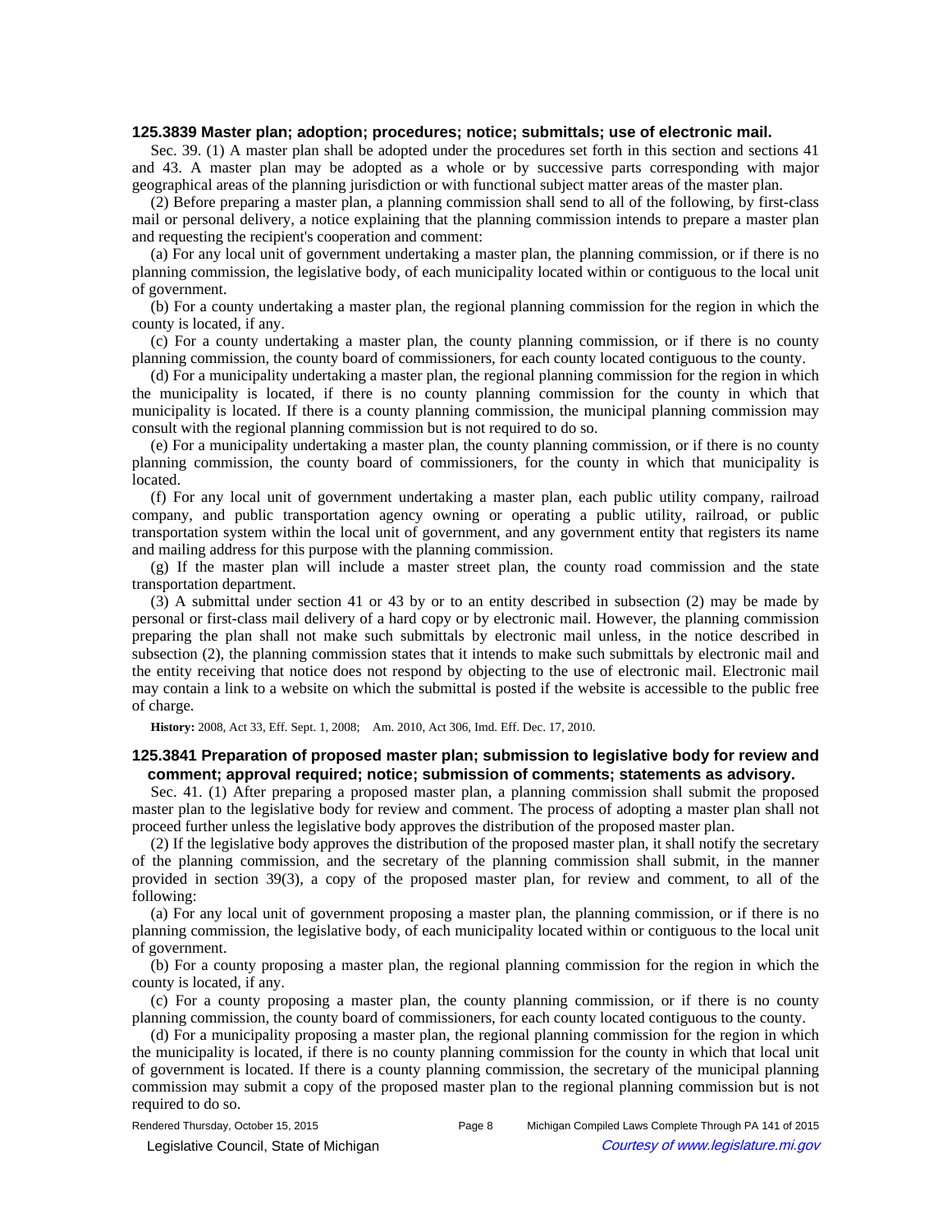### 125.3839 Master plan; adoption; procedures; notice; submittals; use of electronic mail.

Sec. 39. (1) A master plan shall be adopted under the procedures set forth in this section and sections 41 and 43. A master plan may be adopted as a whole or by successive parts corresponding with major geographical areas of the planning jurisdiction or with functional subject matter areas of the master plan.

(2) Before preparing a master plan, a planning commission shall send to all of the following, by first-class mail or personal delivery, a notice explaining that the planning commission intends to prepare a master plan and requesting the recipient's cooperation and comment:

(a) For any local unit of government undertaking a master plan, the planning commission, or if there is no planning commission, the legislative body, of each municipality located within or contiguous to the local unit of government.

(b) For a county undertaking a master plan, the regional planning commission for the region in which the county is located, if any.

(c) For a county undertaking a master plan, the county planning commission, or if there is no county planning commission, the county board of commissioners, for each county located contiguous to the county.

(d) For a municipality undertaking a master plan, the regional planning commission for the region in which the municipality is located, if there is no county planning commission for the county in which that municipality is located. If there is a county planning commission, the municipal planning commission may consult with the regional planning commission but is not required to do so.

(e) For a municipality undertaking a master plan, the county planning commission, or if there is no county planning commission, the county board of commissioners, for the county in which that municipality is located.

(f) For any local unit of government undertaking a master plan, each public utility company, railroad company, and public transportation agency owning or operating a public utility, railroad, or public transportation system within the local unit of government, and any government entity that registers its name and mailing address for this purpose with the planning commission.

(g) If the master plan will include a master street plan, the county road commission and the state transportation department.

(3) A submittal under section 41 or 43 by or to an entity described in subsection (2) may be made by personal or first-class mail delivery of a hard copy or by electronic mail. However, the planning commission preparing the plan shall not make such submittals by electronic mail unless, in the notice described in subsection (2), the planning commission states that it intends to make such submittals by electronic mail and the entity receiving that notice does not respond by objecting to the use of electronic mail. Electronic mail may contain a link to a website on which the submittal is posted if the website is accessible to the public free of charge.

**History:** 2008, Act 33, Eff. Sept. 1, 2008; Am. 2010, Act 306, Imd. Eff. Dec. 17, 2010.

### 125.3841 Preparation of proposed master plan; submission to legislative body for review and comment; approval required; notice; submission of comments; statements as advisory.

Sec. 41. (1) After preparing a proposed master plan, a planning commission shall submit the proposed master plan to the legislative body for review and comment. The process of adopting a master plan shall not proceed further unless the legislative body approves the distribution of the proposed master plan.

(2) If the legislative body approves the distribution of the proposed master plan, it shall notify the secretary of the planning commission, and the secretary of the planning commission shall submit, in the manner provided in section 39(3), a copy of the proposed master plan, for review and comment, to all of the following:

(a) For any local unit of government proposing a master plan, the planning commission, or if there is no planning commission, the legislative body, of each municipality located within or contiguous to the local unit of government.

(b) For a county proposing a master plan, the regional planning commission for the region in which the county is located, if any.

(c) For a county proposing a master plan, the county planning commission, or if there is no county planning commission, the county board of commissioners, for each county located contiguous to the county.

(d) For a municipality proposing a master plan, the regional planning commission for the region in which the municipality is located, if there is no county planning commission for the county in which that local unit of government is located. If there is a county planning commission, the secretary of the municipal planning commission may submit a copy of the proposed master plan to the regional planning commission but is not required to do so.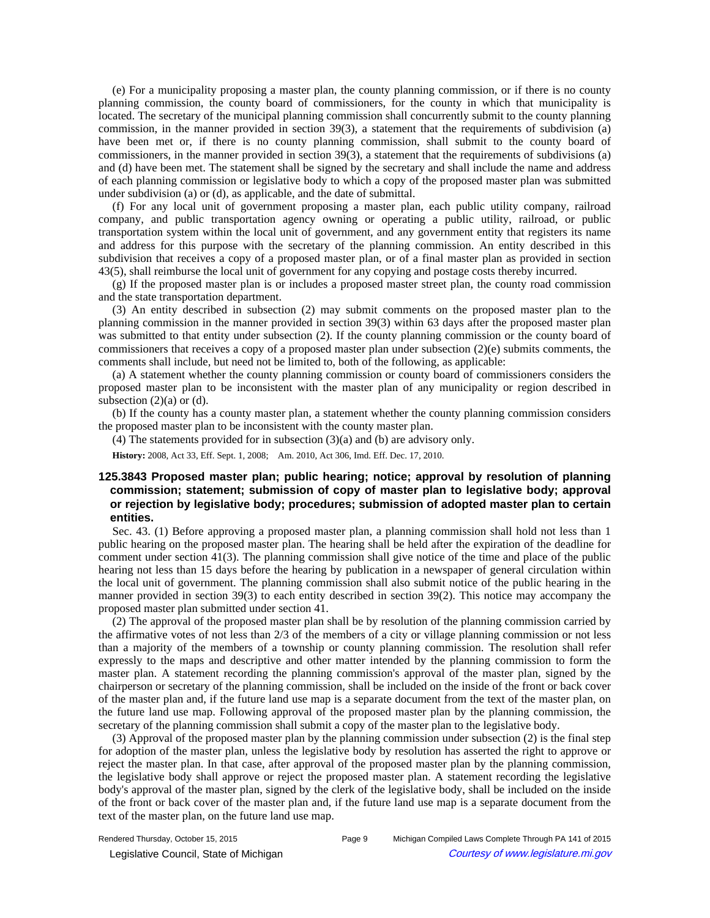(e) For a municipality proposing a master plan, the county planning commission, or if there is no county planning commission, the county board of commissioners, for the county in which that municipality is located. The secretary of the municipal planning commission shall concurrently submit to the county planning commission, in the manner provided in section 39(3), a statement that the requirements of subdivision (a) have been met or, if there is no county planning commission, shall submit to the county board of commissioners, in the manner provided in section 39(3), a statement that the requirements of subdivisions (a) and (d) have been met. The statement shall be signed by the secretary and shall include the name and address of each planning commission or legislative body to which a copy of the proposed master plan was submitted under subdivision (a) or (d), as applicable, and the date of submittal.

(f) For any local unit of government proposing a master plan, each public utility company, railroad company, and public transportation agency owning or operating a public utility, railroad, or public transportation system within the local unit of government, and any government entity that registers its name and address for this purpose with the secretary of the planning commission. An entity described in this subdivision that receives a copy of a proposed master plan, or of a final master plan as provided in section 43(5), shall reimburse the local unit of government for any copying and postage costs thereby incurred.

(g) If the proposed master plan is or includes a proposed master street plan, the county road commission and the state transportation department.

(3) An entity described in subsection (2) may submit comments on the proposed master plan to the planning commission in the manner provided in section 39(3) within 63 days after the proposed master plan was submitted to that entity under subsection (2). If the county planning commission or the county board of commissioners that receives a copy of a proposed master plan under subsection (2)(e) submits comments, the comments shall include, but need not be limited to, both of the following, as applicable:

(a) A statement whether the county planning commission or county board of commissioners considers the proposed master plan to be inconsistent with the master plan of any municipality or region described in subsection (2)(a) or (d).

(b) If the county has a county master plan, a statement whether the county planning commission considers the proposed master plan to be inconsistent with the county master plan.

(4) The statements provided for in subsection (3)(a) and (b) are advisory only.

**History:** 2008, Act 33, Eff. Sept. 1, 2008; Am. 2010, Act 306, Imd. Eff. Dec. 17, 2010.

### 125.3843 Proposed master plan; public hearing; notice; approval by resolution of planning commission; statement; submission of copy of master plan to legislative body; approval or rejection by legislative body; procedures; submission of adopted master plan to certain entities.

Sec. 43. (1) Before approving a proposed master plan, a planning commission shall hold not less than 1 public hearing on the proposed master plan. The hearing shall be held after the expiration of the deadline for comment under section 41(3). The planning commission shall give notice of the time and place of the public hearing not less than 15 days before the hearing by publication in a newspaper of general circulation within the local unit of government. The planning commission shall also submit notice of the public hearing in the manner provided in section 39(3) to each entity described in section 39(2). This notice may accompany the proposed master plan submitted under section 41.

(2) The approval of the proposed master plan shall be by resolution of the planning commission carried by the affirmative votes of not less than 2/3 of the members of a city or village planning commission or not less than a majority of the members of a township or county planning commission. The resolution shall refer expressly to the maps and descriptive and other matter intended by the planning commission to form the master plan. A statement recording the planning commission's approval of the master plan, signed by the chairperson or secretary of the planning commission, shall be included on the inside of the front or back cover of the master plan and, if the future land use map is a separate document from the text of the master plan, on the future land use map. Following approval of the proposed master plan by the planning commission, the secretary of the planning commission shall submit a copy of the master plan to the legislative body.

(3) Approval of the proposed master plan by the planning commission under subsection (2) is the final step for adoption of the master plan, unless the legislative body by resolution has asserted the right to approve or reject the master plan. In that case, after approval of the proposed master plan by the planning commission, the legislative body shall approve or reject the proposed master plan. A statement recording the legislative body's approval of the master plan, signed by the clerk of the legislative body, shall be included on the inside of the front or back cover of the master plan and, if the future land use map is a separate document from the text of the master plan, on the future land use map.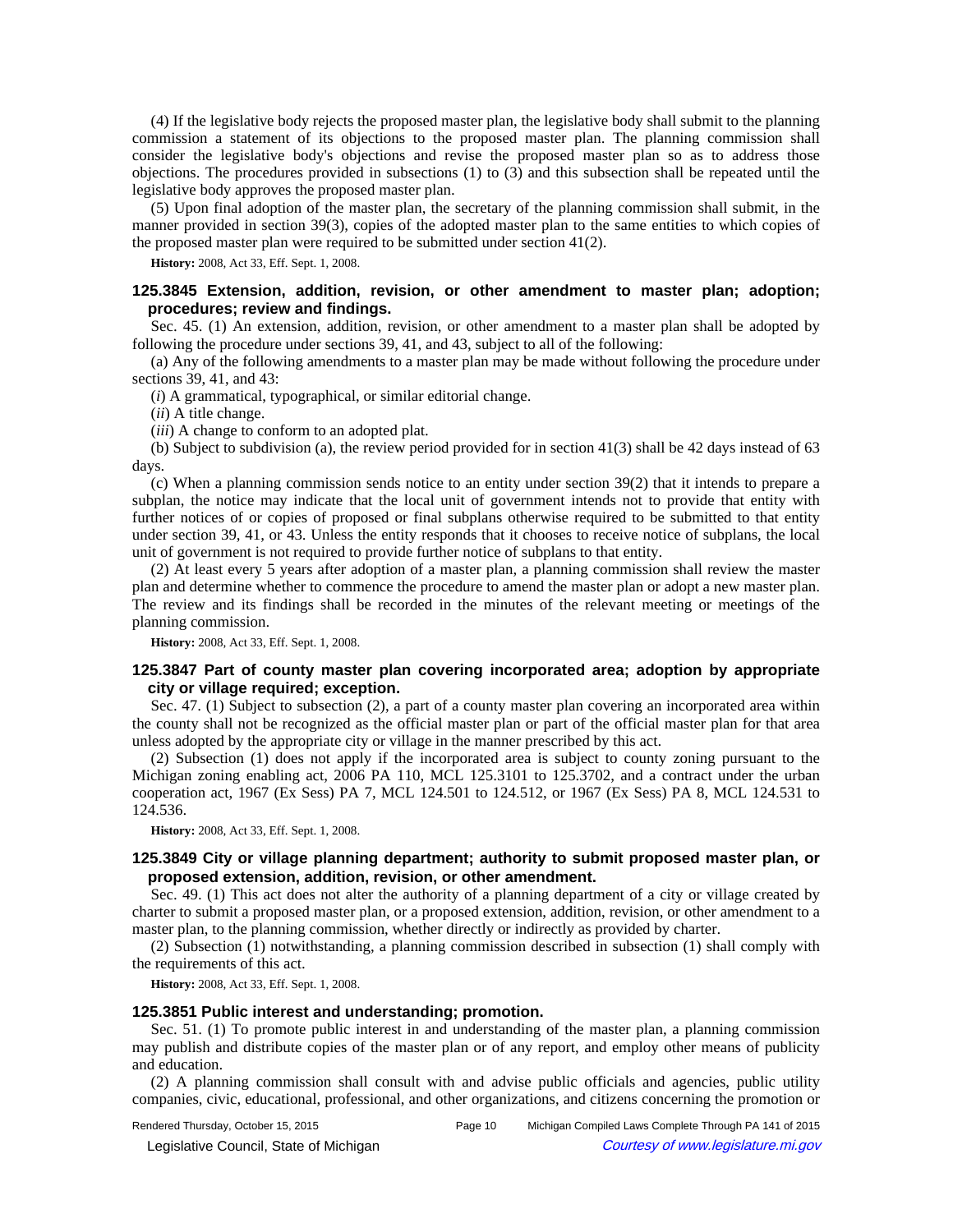(4) If the legislative body rejects the proposed master plan, the legislative body shall submit to the planning commission a statement of its objections to the proposed master plan. The planning commission shall consider the legislative body's objections and revise the proposed master plan so as to address those objections. The procedures provided in subsections (1) to (3) and this subsection shall be repeated until the legislative body approves the proposed master plan.

(5) Upon final adoption of the master plan, the secretary of the planning commission shall submit, in the manner provided in section 39(3), copies of the adopted master plan to the same entities to which copies of the proposed master plan were required to be submitted under section 41(2).

**History:** 2008, Act 33, Eff. Sept. 1, 2008.

### 125.3845 Extension, addition, revision, or other amendment to master plan; adoption; procedures; review and findings.

Sec. 45. (1) An extension, addition, revision, or other amendment to a master plan shall be adopted by following the procedure under sections 39, 41, and 43, subject to all of the following:

(a) Any of the following amendments to a master plan may be made without following the procedure under sections 39, 41, and 43:

(*i*) A grammatical, typographical, or similar editorial change.

(*ii*) A title change.

(*iii*) A change to conform to an adopted plat.

(b) Subject to subdivision (a), the review period provided for in section 41(3) shall be 42 days instead of 63 days.

(c) When a planning commission sends notice to an entity under section 39(2) that it intends to prepare a subplan, the notice may indicate that the local unit of government intends not to provide that entity with further notices of or copies of proposed or final subplans otherwise required to be submitted to that entity under section 39, 41, or 43. Unless the entity responds that it chooses to receive notice of subplans, the local unit of government is not required to provide further notice of subplans to that entity.

(2) At least every 5 years after adoption of a master plan, a planning commission shall review the master plan and determine whether to commence the procedure to amend the master plan or adopt a new master plan. The review and its findings shall be recorded in the minutes of the relevant meeting or meetings of the planning commission.

**History:** 2008, Act 33, Eff. Sept. 1, 2008.

### 125.3847 Part of county master plan covering incorporated area; adoption by appropriate city or village required; exception.

Sec. 47. (1) Subject to subsection (2), a part of a county master plan covering an incorporated area within the county shall not be recognized as the official master plan or part of the official master plan for that area unless adopted by the appropriate city or village in the manner prescribed by this act.

(2) Subsection (1) does not apply if the incorporated area is subject to county zoning pursuant to the Michigan zoning enabling act, 2006 PA 110, MCL 125.3101 to 125.3702, and a contract under the urban cooperation act, 1967 (Ex Sess) PA 7, MCL 124.501 to 124.512, or 1967 (Ex Sess) PA 8, MCL 124.531 to 124.536.

**History:** 2008, Act 33, Eff. Sept. 1, 2008.

### 125.3849 City or village planning department; authority to submit proposed master plan, or proposed extension, addition, revision, or other amendment.

Sec. 49. (1) This act does not alter the authority of a planning department of a city or village created by charter to submit a proposed master plan, or a proposed extension, addition, revision, or other amendment to a master plan, to the planning commission, whether directly or indirectly as provided by charter.

(2) Subsection (1) notwithstanding, a planning commission described in subsection (1) shall comply with the requirements of this act.

**History:** 2008, Act 33, Eff. Sept. 1, 2008.

### 125.3851 Public interest and understanding; promotion.

Sec. 51. (1) To promote public interest in and understanding of the master plan, a planning commission may publish and distribute copies of the master plan or of any report, and employ other means of publicity and education.

(2) A planning commission shall consult with and advise public officials and agencies, public utility companies, civic, educational, professional, and other organizations, and citizens concerning the promotion or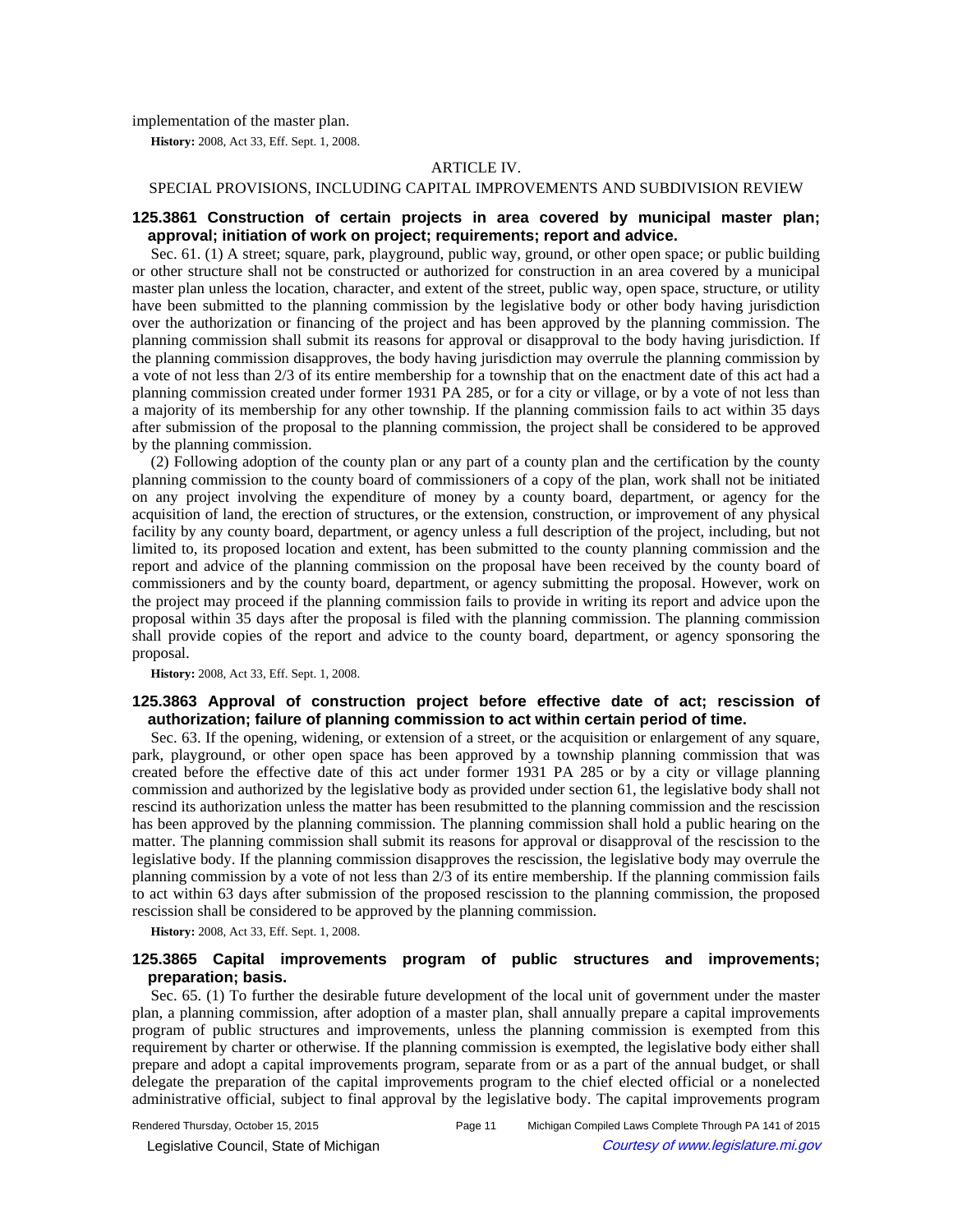implementation of the master plan.

**History:** 2008, Act 33, Eff. Sept. 1, 2008.

## ARTICLE IV.

## SPECIAL PROVISIONS, INCLUDING CAPITAL IMPROVEMENTS AND SUBDIVISION REVIEW

### 125.3861 Construction of certain projects in area covered by municipal master plan; approval; initiation of work on project; requirements; report and advice.

Sec. 61. (1) A street; square, park, playground, public way, ground, or other open space; or public building or other structure shall not be constructed or authorized for construction in an area covered by a municipal master plan unless the location, character, and extent of the street, public way, open space, structure, or utility have been submitted to the planning commission by the legislative body or other body having jurisdiction over the authorization or financing of the project and has been approved by the planning commission. The planning commission shall submit its reasons for approval or disapproval to the body having jurisdiction. If the planning commission disapproves, the body having jurisdiction may overrule the planning commission by a vote of not less than 2/3 of its entire membership for a township that on the enactment date of this act had a planning commission created under former 1931 PA 285, or for a city or village, or by a vote of not less than a majority of its membership for any other township. If the planning commission fails to act within 35 days after submission of the proposal to the planning commission, the project shall be considered to be approved by the planning commission.

(2) Following adoption of the county plan or any part of a county plan and the certification by the county planning commission to the county board of commissioners of a copy of the plan, work shall not be initiated on any project involving the expenditure of money by a county board, department, or agency for the acquisition of land, the erection of structures, or the extension, construction, or improvement of any physical facility by any county board, department, or agency unless a full description of the project, including, but not limited to, its proposed location and extent, has been submitted to the county planning commission and the report and advice of the planning commission on the proposal have been received by the county board of commissioners and by the county board, department, or agency submitting the proposal. However, work on the project may proceed if the planning commission fails to provide in writing its report and advice upon the proposal within 35 days after the proposal is filed with the planning commission. The planning commission shall provide copies of the report and advice to the county board, department, or agency sponsoring the proposal.

**History:** 2008, Act 33, Eff. Sept. 1, 2008.

### 125.3863 Approval of construction project before effective date of act; rescission of authorization; failure of planning commission to act within certain period of time.

Sec. 63. If the opening, widening, or extension of a street, or the acquisition or enlargement of any square, park, playground, or other open space has been approved by a township planning commission that was created before the effective date of this act under former 1931 PA 285 or by a city or village planning commission and authorized by the legislative body as provided under section 61, the legislative body shall not rescind its authorization unless the matter has been resubmitted to the planning commission and the rescission has been approved by the planning commission. The planning commission shall hold a public hearing on the matter. The planning commission shall submit its reasons for approval or disapproval of the rescission to the legislative body. If the planning commission disapproves the rescission, the legislative body may overrule the planning commission by a vote of not less than 2/3 of its entire membership. If the planning commission fails to act within 63 days after submission of the proposed rescission to the planning commission, the proposed rescission shall be considered to be approved by the planning commission.

**History:** 2008, Act 33, Eff. Sept. 1, 2008.

### 125.3865 Capital improvements program of public structures and improvements; preparation; basis.

Sec. 65. (1) To further the desirable future development of the local unit of government under the master plan, a planning commission, after adoption of a master plan, shall annually prepare a capital improvements program of public structures and improvements, unless the planning commission is exempted from this requirement by charter or otherwise. If the planning commission is exempted, the legislative body either shall prepare and adopt a capital improvements program, separate from or as a part of the annual budget, or shall delegate the preparation of the capital improvements program to the chief elected official or a nonelected administrative official, subject to final approval by the legislative body. The capital improvements program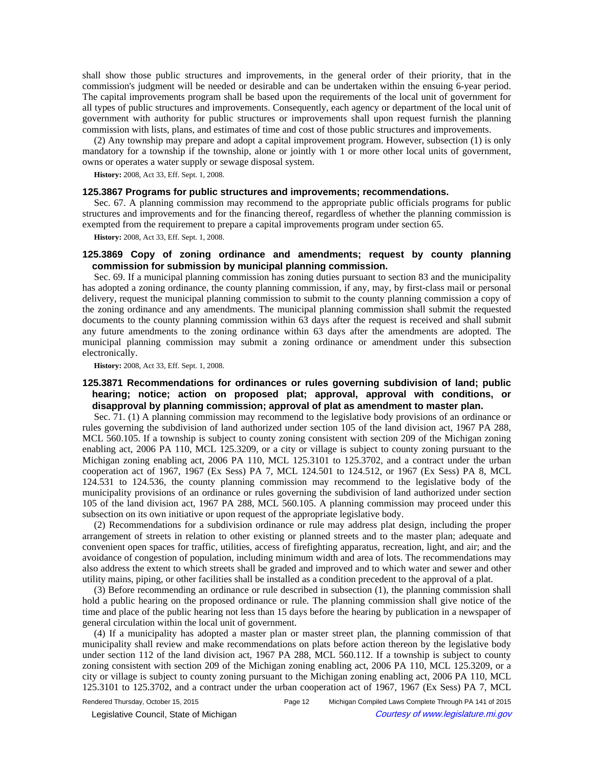shall show those public structures and improvements, in the general order of their priority, that in the commission's judgment will be needed or desirable and can be undertaken within the ensuing 6-year period. The capital improvements program shall be based upon the requirements of the local unit of government for all types of public structures and improvements. Consequently, each agency or department of the local unit of government with authority for public structures or improvements shall upon request furnish the planning commission with lists, plans, and estimates of time and cost of those public structures and improvements.

(2) Any township may prepare and adopt a capital improvement program. However, subsection (1) is only mandatory for a township if the township, alone or jointly with 1 or more other local units of government, owns or operates a water supply or sewage disposal system.

**History:** 2008, Act 33, Eff. Sept. 1, 2008.

### 125.3867 Programs for public structures and improvements; recommendations.

Sec. 67. A planning commission may recommend to the appropriate public officials programs for public structures and improvements and for the financing thereof, regardless of whether the planning commission is exempted from the requirement to prepare a capital improvements program under section 65.

**History:** 2008, Act 33, Eff. Sept. 1, 2008.

### 125.3869 Copy of zoning ordinance and amendments; request by county planning commission for submission by municipal planning commission.

Sec. 69. If a municipal planning commission has zoning duties pursuant to section 83 and the municipality has adopted a zoning ordinance, the county planning commission, if any, may, by first-class mail or personal delivery, request the municipal planning commission to submit to the county planning commission a copy of the zoning ordinance and any amendments. The municipal planning commission shall submit the requested documents to the county planning commission within 63 days after the request is received and shall submit any future amendments to the zoning ordinance within 63 days after the amendments are adopted. The municipal planning commission may submit a zoning ordinance or amendment under this subsection electronically.

**History:** 2008, Act 33, Eff. Sept. 1, 2008.

### 125.3871 Recommendations for ordinances or rules governing subdivision of land; public hearing; notice; action on proposed plat; approval, approval with conditions, or disapproval by planning commission; approval of plat as amendment to master plan.

Sec. 71. (1) A planning commission may recommend to the legislative body provisions of an ordinance or rules governing the subdivision of land authorized under section 105 of the land division act, 1967 PA 288, MCL 560.105. If a township is subject to county zoning consistent with section 209 of the Michigan zoning enabling act, 2006 PA 110, MCL 125.3209, or a city or village is subject to county zoning pursuant to the Michigan zoning enabling act, 2006 PA 110, MCL 125.3101 to 125.3702, and a contract under the urban cooperation act of 1967, 1967 (Ex Sess) PA 7, MCL 124.501 to 124.512, or 1967 (Ex Sess) PA 8, MCL 124.531 to 124.536, the county planning commission may recommend to the legislative body of the municipality provisions of an ordinance or rules governing the subdivision of land authorized under section 105 of the land division act, 1967 PA 288, MCL 560.105. A planning commission may proceed under this subsection on its own initiative or upon request of the appropriate legislative body.

(2) Recommendations for a subdivision ordinance or rule may address plat design, including the proper arrangement of streets in relation to other existing or planned streets and to the master plan; adequate and convenient open spaces for traffic, utilities, access of firefighting apparatus, recreation, light, and air; and the avoidance of congestion of population, including minimum width and area of lots. The recommendations may also address the extent to which streets shall be graded and improved and to which water and sewer and other utility mains, piping, or other facilities shall be installed as a condition precedent to the approval of a plat.

(3) Before recommending an ordinance or rule described in subsection (1), the planning commission shall hold a public hearing on the proposed ordinance or rule. The planning commission shall give notice of the time and place of the public hearing not less than 15 days before the hearing by publication in a newspaper of general circulation within the local unit of government.

(4) If a municipality has adopted a master plan or master street plan, the planning commission of that municipality shall review and make recommendations on plats before action thereon by the legislative body under section 112 of the land division act, 1967 PA 288, MCL 560.112. If a township is subject to county zoning consistent with section 209 of the Michigan zoning enabling act, 2006 PA 110, MCL 125.3209, or a city or village is subject to county zoning pursuant to the Michigan zoning enabling act, 2006 PA 110, MCL 125.3101 to 125.3702, and a contract under the urban cooperation act of 1967, 1967 (Ex Sess) PA 7, MCL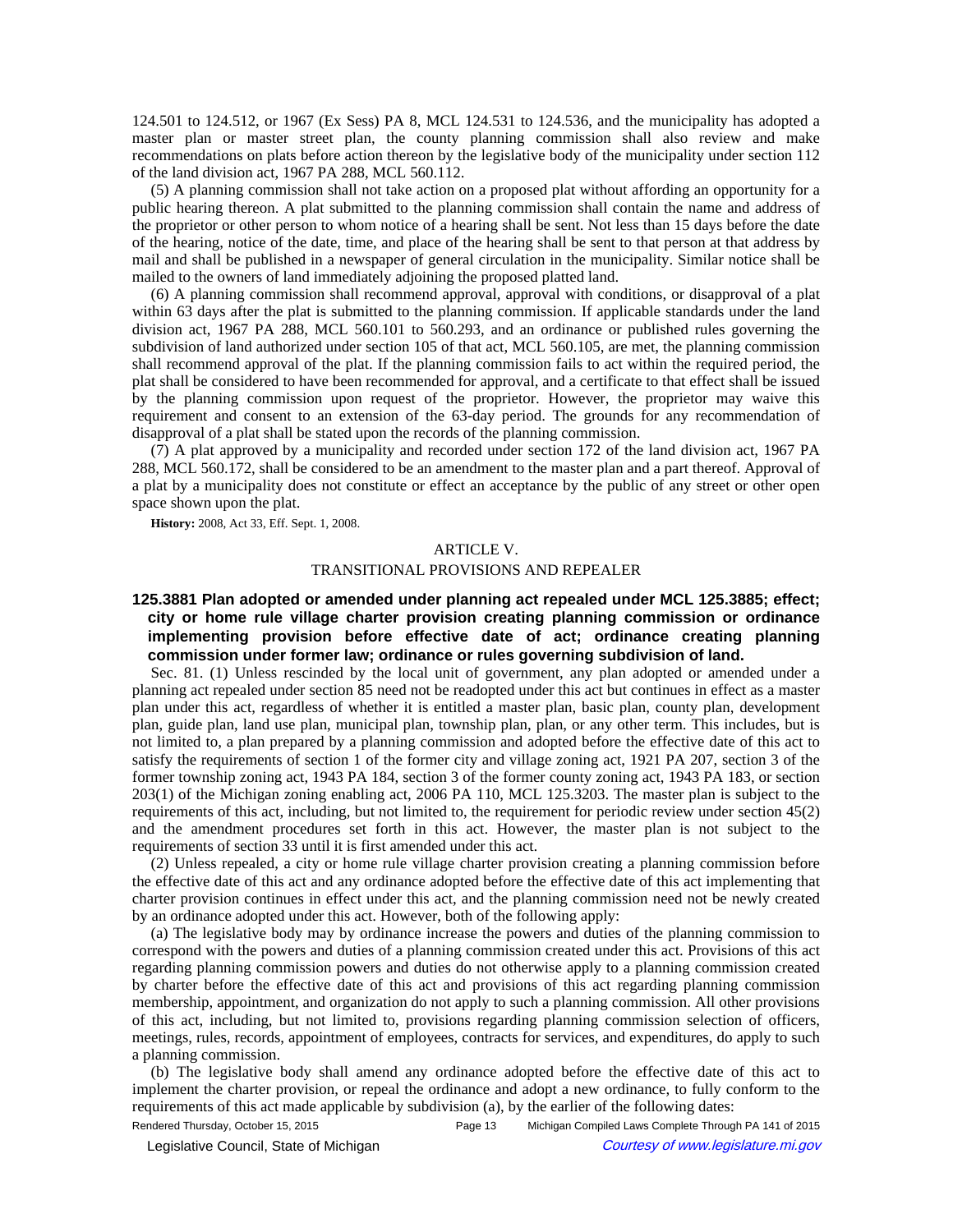124.501 to 124.512, or 1967 (Ex Sess) PA 8, MCL 124.531 to 124.536, and the municipality has adopted a master plan or master street plan, the county planning commission shall also review and make recommendations on plats before action thereon by the legislative body of the municipality under section 112 of the land division act, 1967 PA 288, MCL 560.112.

(5) A planning commission shall not take action on a proposed plat without affording an opportunity for a public hearing thereon. A plat submitted to the planning commission shall contain the name and address of the proprietor or other person to whom notice of a hearing shall be sent. Not less than 15 days before the date of the hearing, notice of the date, time, and place of the hearing shall be sent to that person at that address by mail and shall be published in a newspaper of general circulation in the municipality. Similar notice shall be mailed to the owners of land immediately adjoining the proposed platted land.

(6) A planning commission shall recommend approval, approval with conditions, or disapproval of a plat within 63 days after the plat is submitted to the planning commission. If applicable standards under the land division act, 1967 PA 288, MCL 560.101 to 560.293, and an ordinance or published rules governing the subdivision of land authorized under section 105 of that act, MCL 560.105, are met, the planning commission shall recommend approval of the plat. If the planning commission fails to act within the required period, the plat shall be considered to have been recommended for approval, and a certificate to that effect shall be issued by the planning commission upon request of the proprietor. However, the proprietor may waive this requirement and consent to an extension of the 63-day period. The grounds for any recommendation of disapproval of a plat shall be stated upon the records of the planning commission.

(7) A plat approved by a municipality and recorded under section 172 of the land division act, 1967 PA 288, MCL 560.172, shall be considered to be an amendment to the master plan and a part thereof. Approval of a plat by a municipality does not constitute or effect an acceptance by the public of any street or other open space shown upon the plat.

**History:** 2008, Act 33, Eff. Sept. 1, 2008.

## ARTICLE V.

## TRANSITIONAL PROVISIONS AND REPEALER

### 125.3881 Plan adopted or amended under planning act repealed under MCL 125.3885; effect; city or home rule village charter provision creating planning commission or ordinance implementing provision before effective date of act; ordinance creating planning commission under former law; ordinance or rules governing subdivision of land.

Sec. 81. (1) Unless rescinded by the local unit of government, any plan adopted or amended under a planning act repealed under section 85 need not be readopted under this act but continues in effect as a master plan under this act, regardless of whether it is entitled a master plan, basic plan, county plan, development plan, guide plan, land use plan, municipal plan, township plan, plan, or any other term. This includes, but is not limited to, a plan prepared by a planning commission and adopted before the effective date of this act to satisfy the requirements of section 1 of the former city and village zoning act, 1921 PA 207, section 3 of the former township zoning act, 1943 PA 184, section 3 of the former county zoning act, 1943 PA 183, or section 203(1) of the Michigan zoning enabling act, 2006 PA 110, MCL 125.3203. The master plan is subject to the requirements of this act, including, but not limited to, the requirement for periodic review under section 45(2) and the amendment procedures set forth in this act. However, the master plan is not subject to the requirements of section 33 until it is first amended under this act.

(2) Unless repealed, a city or home rule village charter provision creating a planning commission before the effective date of this act and any ordinance adopted before the effective date of this act implementing that charter provision continues in effect under this act, and the planning commission need not be newly created by an ordinance adopted under this act. However, both of the following apply:

(a) The legislative body may by ordinance increase the powers and duties of the planning commission to correspond with the powers and duties of a planning commission created under this act. Provisions of this act regarding planning commission powers and duties do not otherwise apply to a planning commission created by charter before the effective date of this act and provisions of this act regarding planning commission membership, appointment, and organization do not apply to such a planning commission. All other provisions of this act, including, but not limited to, provisions regarding planning commission selection of officers, meetings, rules, records, appointment of employees, contracts for services, and expenditures, do apply to such a planning commission.

(b) The legislative body shall amend any ordinance adopted before the effective date of this act to implement the charter provision, or repeal the ordinance and adopt a new ordinance, to fully conform to the requirements of this act made applicable by subdivision (a), by the earlier of the following dates: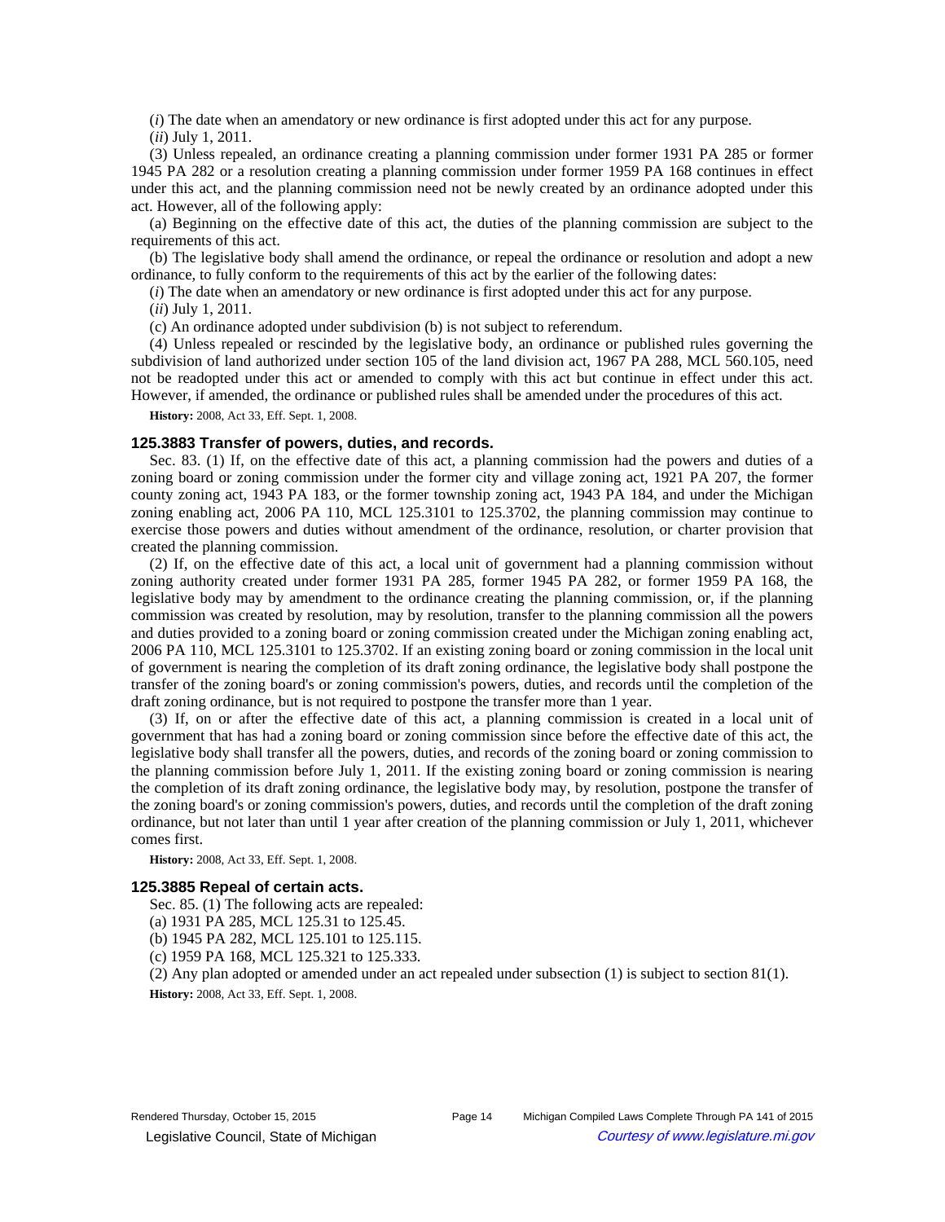(*i*) The date when an amendatory or new ordinance is first adopted under this act for any purpose.

(*ii*) July 1, 2011.

(3) Unless repealed, an ordinance creating a planning commission under former 1931 PA 285 or former 1945 PA 282 or a resolution creating a planning commission under former 1959 PA 168 continues in effect under this act, and the planning commission need not be newly created by an ordinance adopted under this act. However, all of the following apply:

(a) Beginning on the effective date of this act, the duties of the planning commission are subject to the requirements of this act.

(b) The legislative body shall amend the ordinance, or repeal the ordinance or resolution and adopt a new ordinance, to fully conform to the requirements of this act by the earlier of the following dates:

(*i*) The date when an amendatory or new ordinance is first adopted under this act for any purpose.

(*ii*) July 1, 2011.

(c) An ordinance adopted under subdivision (b) is not subject to referendum.

(4) Unless repealed or rescinded by the legislative body, an ordinance or published rules governing the subdivision of land authorized under section 105 of the land division act, 1967 PA 288, MCL 560.105, need not be readopted under this act or amended to comply with this act but continue in effect under this act. However, if amended, the ordinance or published rules shall be amended under the procedures of this act.

**History:** 2008, Act 33, Eff. Sept. 1, 2008.

### 125.3883 Transfer of powers, duties, and records.

Sec. 83. (1) If, on the effective date of this act, a planning commission had the powers and duties of a zoning board or zoning commission under the former city and village zoning act, 1921 PA 207, the former county zoning act, 1943 PA 183, or the former township zoning act, 1943 PA 184, and under the Michigan zoning enabling act, 2006 PA 110, MCL 125.3101 to 125.3702, the planning commission may continue to exercise those powers and duties without amendment of the ordinance, resolution, or charter provision that created the planning commission.

(2) If, on the effective date of this act, a local unit of government had a planning commission without zoning authority created under former 1931 PA 285, former 1945 PA 282, or former 1959 PA 168, the legislative body may by amendment to the ordinance creating the planning commission, or, if the planning commission was created by resolution, may by resolution, transfer to the planning commission all the powers and duties provided to a zoning board or zoning commission created under the Michigan zoning enabling act, 2006 PA 110, MCL 125.3101 to 125.3702. If an existing zoning board or zoning commission in the local unit of government is nearing the completion of its draft zoning ordinance, the legislative body shall postpone the transfer of the zoning board's or zoning commission's powers, duties, and records until the completion of the draft zoning ordinance, but is not required to postpone the transfer more than 1 year.

(3) If, on or after the effective date of this act, a planning commission is created in a local unit of government that has had a zoning board or zoning commission since before the effective date of this act, the legislative body shall transfer all the powers, duties, and records of the zoning board or zoning commission to the planning commission before July 1, 2011. If the existing zoning board or zoning commission is nearing the completion of its draft zoning ordinance, the legislative body may, by resolution, postpone the transfer of the zoning board's or zoning commission's powers, duties, and records until the completion of the draft zoning ordinance, but not later than until 1 year after creation of the planning commission or July 1, 2011, whichever comes first.

**History:** 2008, Act 33, Eff. Sept. 1, 2008.

### 125.3885 Repeal of certain acts.

Sec. 85. (1) The following acts are repealed:

(a) 1931 PA 285, MCL 125.31 to 125.45.

(b) 1945 PA 282, MCL 125.101 to 125.115.

(c) 1959 PA 168, MCL 125.321 to 125.333.

(2) Any plan adopted or amended under an act repealed under subsection (1) is subject to section 81(1).

**History:** 2008, Act 33, Eff. Sept. 1, 2008.